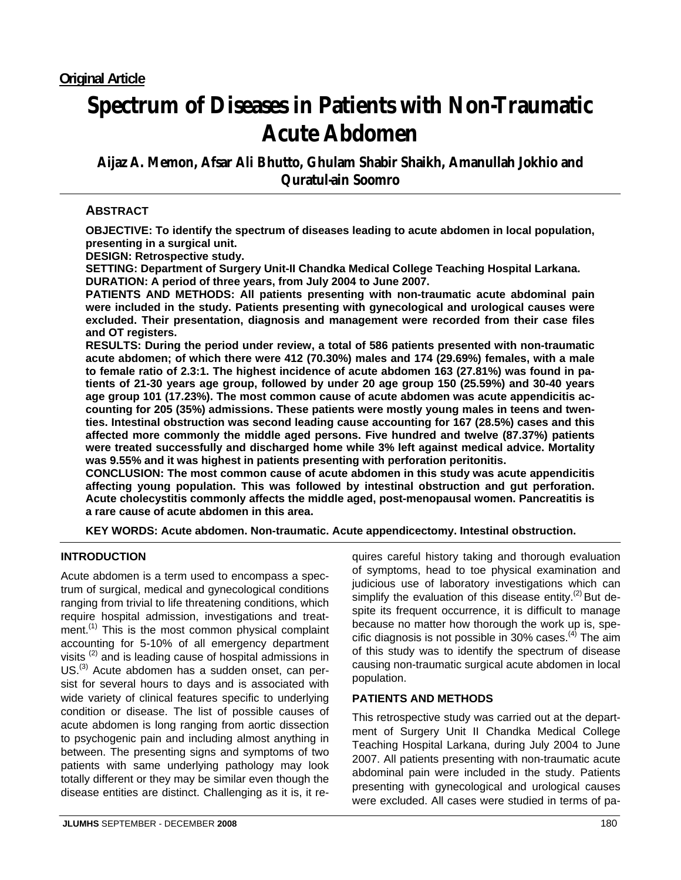**Original Article**

# Spectrum of Diseases in Patients with Non-Traumatic Acute Abdomen

**Aijaz A. Memon, Afsar Ali Bhutto, Ghulam Shabir Shaikh, Amanullah Jokhio and Quratul-ain Soomro**

## ABSTRACT

**OBJECTIVE: To identify the spectrum of diseases leading to acute abdomen in local population, presenting in a surgical unit.**

**DESIGN: Retrospective study.**

**SETTING: Department of Surgery Unit-II Chandka Medical College Teaching Hospital Larkana.**

**DURATION: A period of three years, from July 2004 to June 2007.**

**PATIENTS AND METHODS: All patients presenting with non-traumatic acute abdominal pain were included in the study. Patients presenting with gynecological and urological causes were excluded. Their presentation, diagnosis and management were recorded from their case files and OT registers.**

**RESULTS: During the period under review, a total of 586 patients presented with non-traumatic acute abdomen; of which there were 412 (70.30%) males and 174 (29.69%) females, with a male to female ratio of 2.3:1. The highest incidence of acute abdomen 163 (27.81%) was found in patients of 21-30 years age group, followed by under 20 age group 150 (25.59%) and 30-40 years age group 101 (17.23%). The most common cause of acute abdomen was acute appendicitis accounting for 205 (35%) admissions. These patients were mostly young males in teens and twenties. Intestinal obstruction was second leading cause accounting for 167 (28.5%) cases and this affected more commonly the middle aged persons. Five hundred and twelve (87.37%) patients were treated successfully and discharged home while 3% left against medical advice. Mortality was 9.55% and it was highest in patients presenting with perforation peritonitis.**

**CONCLUSION: The most common cause of acute abdomen in this study was acute appendicitis affecting young population. This was followed by intestinal obstruction and gut perforation. Acute cholecystitis commonly affects the middle aged, post-menopausal women. Pancreatitis is a rare cause of acute abdomen in this area.**

**KEY WORDS: Acute abdomen. Non-traumatic. Acute appendicectomy. Intestinal obstruction.**

## INTRODUCTION

Acute abdomen is a term used to encompass a spectrum of surgical, medical and gynecological conditions ranging from trivial to life threatening conditions, which require hospital admission, investigations and treatment.[1] This is the most common physical complaint accounting for 5-10% of all emergency department visits [2] and is leading cause of hospital admissions in US.[3] Acute abdomen has a sudden onset, can persist for several hours to days and is associated with wide variety of clinical features specific to underlying condition or disease. The list of possible causes of acute abdomen is long ranging from aortic dissection to psychogenic pain and including almost anything in between. The presenting signs and symptoms of two patients with same underlying pathology may look totally different or they may be similar even though the disease entities are distinct. Challenging as it is, it requires careful history taking and thorough evaluation of symptoms, head to toe physical examination and judicious use of laboratory investigations which can simplify the evaluation of this disease entity.[2] But despite its frequent occurrence, it is difficult to manage because no matter how thorough the work up is, specific diagnosis is not possible in 30% cases.[4] The aim of this study was to identify the spectrum of disease causing non-traumatic surgical acute abdomen in local population.

## PATIENTS AND METHODS

This retrospective study was carried out at the department of Surgery Unit II Chandka Medical College Teaching Hospital Larkana, during July 2004 to June 2007. All patients presenting with non-traumatic acute abdominal pain were included in the study. Patients presenting with gynecological and urological causes were excluded. All cases were studied in terms of pa-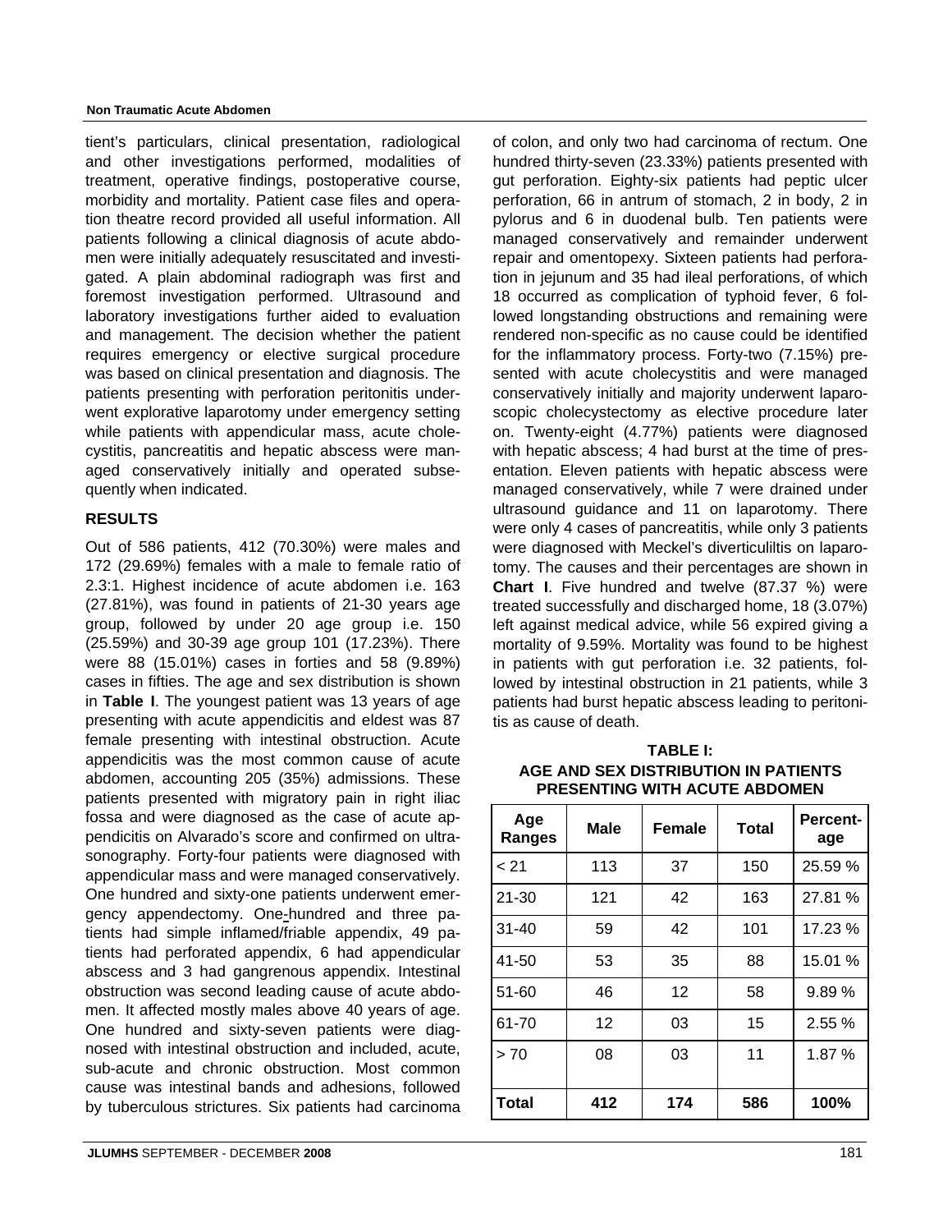tient's particulars, clinical presentation, radiological and other investigations performed, modalities of treatment, operative findings, postoperative course, morbidity and mortality. Patient case files and operation theatre record provided all useful information. All patients following a clinical diagnosis of acute abdomen were initially adequately resuscitated and investigated. A plain abdominal radiograph was first and foremost investigation performed. Ultrasound and laboratory investigations further aided to evaluation and management. The decision whether the patient requires emergency or elective surgical procedure was based on clinical presentation and diagnosis. The patients presenting with perforation peritonitis underwent explorative laparotomy under emergency setting while patients with appendicular mass, acute cholecystitis, pancreatitis and hepatic abscess were managed conservatively initially and operated subsequently when indicated.

## RESULTS

Out of 586 patients, 412 (70.30%) were males and 172 (29.69%) females with a male to female ratio of 2.3:1. Highest incidence of acute abdomen i.e. 163 (27.81%), was found in patients of 21-30 years age group, followed by under 20 age group i.e. 150 (25.59%) and 30-39 age group 101 (17.23%). There were 88 (15.01%) cases in forties and 58 (9.89%) cases in fifties. The age and sex distribution is shown in **Table I**. The youngest patient was 13 years of age presenting with acute appendicitis and eldest was 87 female presenting with intestinal obstruction. Acute appendicitis was the most common cause of acute abdomen, accounting 205 (35%) admissions. These patients presented with migratory pain in right iliac fossa and were diagnosed as the case of acute appendicitis on Alvarado's score and confirmed on ultrasonography. Forty-four patients were diagnosed with appendicular mass and were managed conservatively. One hundred and sixty-one patients underwent emergency appendectomy. One-hundred and three patients had simple inflamed/friable appendix, 49 patients had perforated appendix, 6 had appendicular abscess and 3 had gangrenous appendix. Intestinal obstruction was second leading cause of acute abdomen. It affected mostly males above 40 years of age. One hundred and sixty-seven patients were diagnosed with intestinal obstruction and included, acute, sub-acute and chronic obstruction. Most common cause was intestinal bands and adhesions, followed by tuberculous strictures. Six patients had carcinoma of colon, and only two had carcinoma of rectum. One hundred thirty-seven (23.33%) patients presented with gut perforation. Eighty-six patients had peptic ulcer perforation, 66 in antrum of stomach, 2 in body, 2 in pylorus and 6 in duodenal bulb. Ten patients were managed conservatively and remainder underwent repair and omentopexy. Sixteen patients had perforation in jejunum and 35 had ileal perforations, of which 18 occurred as complication of typhoid fever, 6 followed longstanding obstructions and remaining were rendered non-specific as no cause could be identified for the inflammatory process. Forty-two (7.15%) presented with acute cholecystitis and were managed conservatively initially and majority underwent laparoscopic cholecystectomy as elective procedure later on. Twenty-eight (4.77%) patients were diagnosed with hepatic abscess; 4 had burst at the time of presentation. Eleven patients with hepatic abscess were managed conservatively, while 7 were drained under ultrasound guidance and 11 on laparotomy. There were only 4 cases of pancreatitis, while only 3 patients were diagnosed with Meckel's diverticuliltis on laparotomy. The causes and their percentages are shown in **Chart I**. Five hundred and twelve (87.37 %) were treated successfully and discharged home, 18 (3.07%) left against medical advice, while 56 expired giving a mortality of 9.59%. Mortality was found to be highest in patients with gut perforation i.e. 32 patients, followed by intestinal obstruction in 21 patients, while 3 patients had burst hepatic abscess leading to peritonitis as cause of death.

**TABLE I:**
**AGE AND SEX DISTRIBUTION IN PATIENTS PRESENTING WITH ACUTE ABDOMEN**

| Age Ranges | Male | Female | Total | Percent-age |
|---|---|---|---|---|
| < 21 | 113 | 37 | 150 | 25.59 % |
| 21-30 | 121 | 42 | 163 | 27.81 % |
| 31-40 | 59 | 42 | 101 | 17.23 % |
| 41-50 | 53 | 35 | 88 | 15.01 % |
| 51-60 | 46 | 12 | 58 | 9.89 % |
| 61-70 | 12 | 03 | 15 | 2.55 % |
| > 70 | 08 | 03 | 11 | 1.87 % |
| **Total** | **412** | **174** | **586** | **100%** |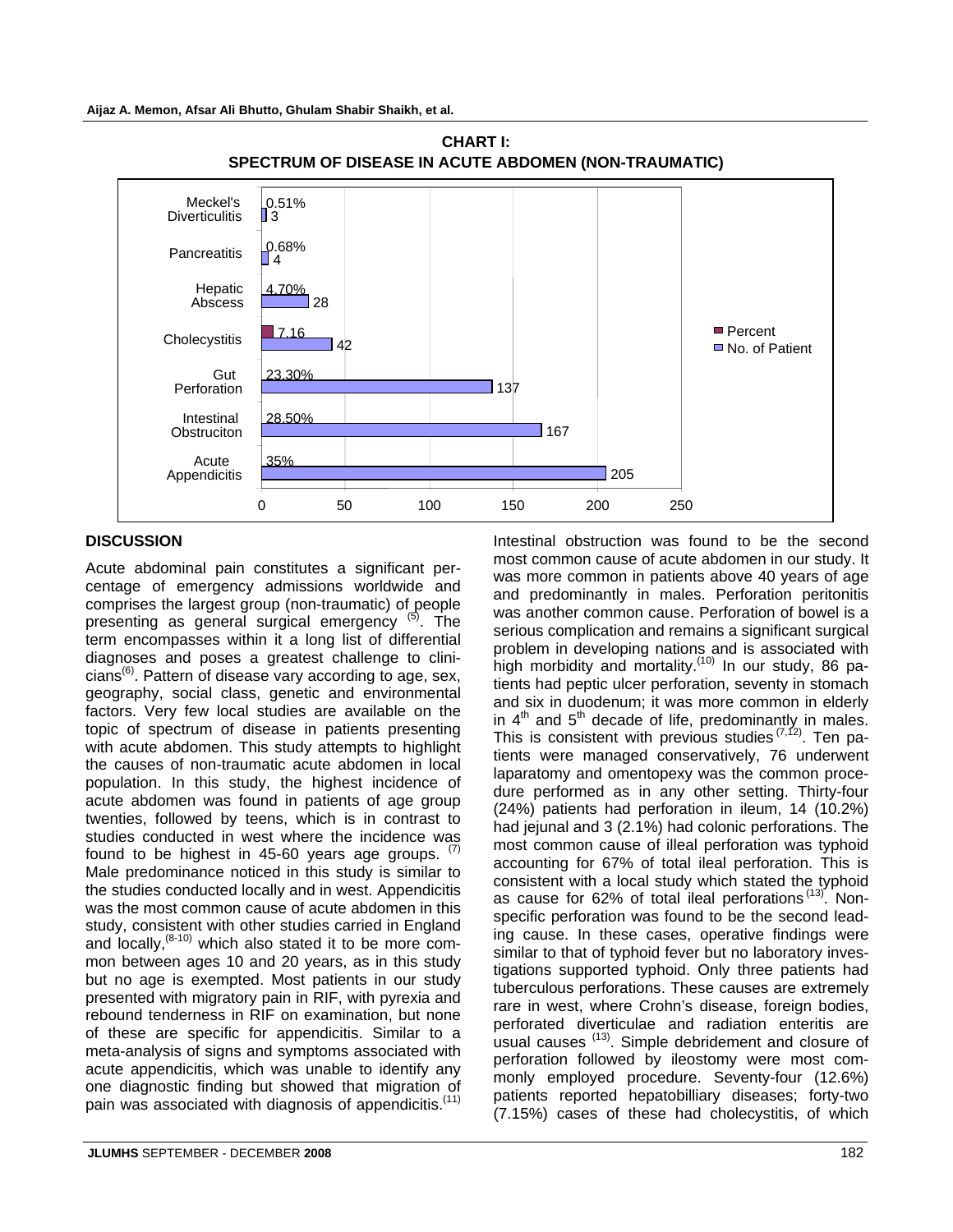**CHART I:**
**SPECTRUM OF DISEASE IN ACUTE ABDOMEN (NON-TRAUMATIC)**

| Disease | Percent | No. of Patient |
|---|---|---|
| Meckel's Diverticulitis | 0.51% | 3 |
| Pancreatitis | 0.68% | 4 |
| Hepatic Abscess | 4.70% | 28 |
| Cholecystitis | 7.16 | 42 |
| Gut Perforation | 23.30% | 137 |
| Intestinal Obstruciton | 28.50% | 167 |
| Acute Appendicitis | 35% | 205 |

## DISCUSSION

Acute abdominal pain constitutes a significant percentage of emergency admissions worldwide and comprises the largest group (non-traumatic) of people presenting as general surgical emergency [5]. The term encompasses within it a long list of differential diagnoses and poses a greatest challenge to clinicians[6]. Pattern of disease vary according to age, sex, geography, social class, genetic and environmental factors. Very few local studies are available on the topic of spectrum of disease in patients presenting with acute abdomen. This study attempts to highlight the causes of non-traumatic acute abdomen in local population. In this study, the highest incidence of acute abdomen was found in patients of age group twenties, followed by teens, which is in contrast to studies conducted in west where the incidence was found to be highest in 45-60 years age groups. [7] Male predominance noticed in this study is similar to the studies conducted locally and in west. Appendicitis was the most common cause of acute abdomen in this study, consistent with other studies carried in England and locally,[8-10] which also stated it to be more common between ages 10 and 20 years, as in this study but no age is exempted. Most patients in our study presented with migratory pain in RIF, with pyrexia and rebound tenderness in RIF on examination, but none of these are specific for appendicitis. Similar to a meta-analysis of signs and symptoms associated with acute appendicitis, which was unable to identify any one diagnostic finding but showed that migration of pain was associated with diagnosis of appendicitis.[11]

Intestinal obstruction was found to be the second most common cause of acute abdomen in our study. It was more common in patients above 40 years of age and predominantly in males. Perforation peritonitis was another common cause. Perforation of bowel is a serious complication and remains a significant surgical problem in developing nations and is associated with high morbidity and mortality.[10] In our study, 86 patients had peptic ulcer perforation, seventy in stomach and six in duodenum; it was more common in elderly in 4th and 5th decade of life, predominantly in males. This is consistent with previous studies [7,12]. Ten patients were managed conservatively, 76 underwent laparatomy and omentopexy was the common procedure performed as in any other setting. Thirty-four (24%) patients had perforation in ileum, 14 (10.2%) had jejunal and 3 (2.1%) had colonic perforations. The most common cause of illeal perforation was typhoid accounting for 67% of total ileal perforation. This is consistent with a local study which stated the typhoid as cause for 62% of total ileal perforations [13]. Non-specific perforation was found to be the second leading cause. In these cases, operative findings were similar to that of typhoid fever but no laboratory investigations supported typhoid. Only three patients had tuberculous perforations. These causes are extremely rare in west, where Crohn's disease, foreign bodies, perforated diverticulae and radiation enteritis are usual causes [13]. Simple debridement and closure of perforation followed by ileostomy were most commonly employed procedure. Seventy-four (12.6%) patients reported hepatobilliary diseases; forty-two (7.15%) cases of these had cholecystitis, of which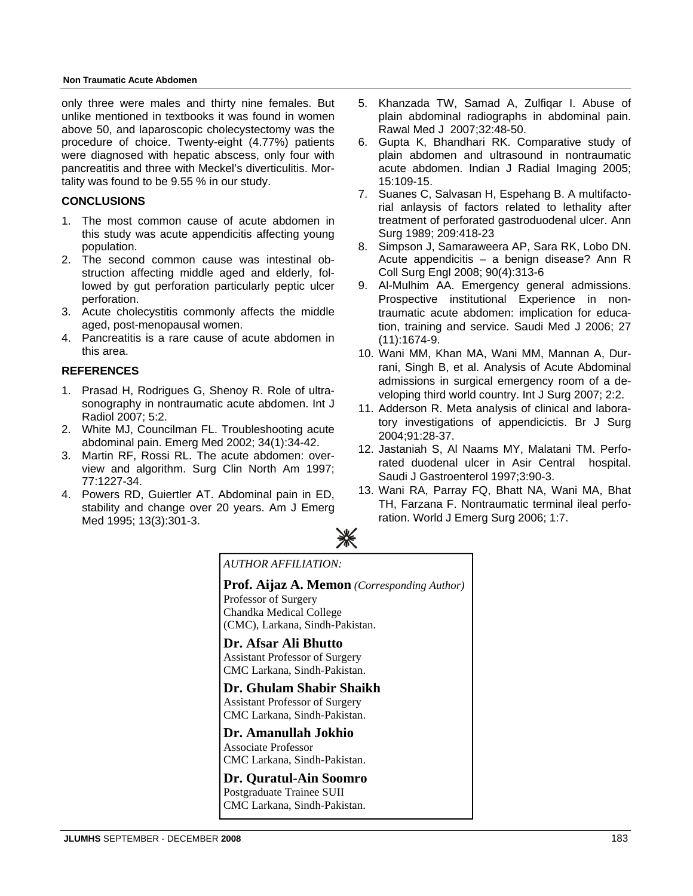only three were males and thirty nine females. But unlike mentioned in textbooks it was found in women above 50, and laparoscopic cholecystectomy was the procedure of choice. Twenty-eight (4.77%) patients were diagnosed with hepatic abscess, only four with pancreatitis and three with Meckel's diverticulitis. Mortality was found to be 9.55 % in our study.

## CONCLUSIONS

1. The most common cause of acute abdomen in this study was acute appendicitis affecting young population.
2. The second common cause was intestinal obstruction affecting middle aged and elderly, followed by gut perforation particularly peptic ulcer perforation.
3. Acute cholecystitis commonly affects the middle aged, post-menopausal women.
4. Pancreatitis is a rare cause of acute abdomen in this area.

## REFERENCES

1. Prasad H, Rodrigues G, Shenoy R. Role of ultrasonography in nontraumatic acute abdomen. Int J Radiol 2007; 5:2.
2. White MJ, Councilman FL. Troubleshooting acute abdominal pain. Emerg Med 2002; 34(1):34-42.
3. Martin RF, Rossi RL. The acute abdomen: overview and algorithm. Surg Clin North Am 1997; 77:1227-34.
4. Powers RD, Guiertler AT. Abdominal pain in ED, stability and change over 20 years. Am J Emerg Med 1995; 13(3):301-3.
5. Khanzada TW, Samad A, Zulfiqar I. Abuse of plain abdominal radiographs in abdominal pain. Rawal Med J 2007;32:48-50.
6. Gupta K, Bhandhari RK. Comparative study of plain abdomen and ultrasound in nontraumatic acute abdomen. Indian J Radial Imaging 2005; 15:109-15.
7. Suanes C, Salvasan H, Espehang B. A multifactorial anlaysis of factors related to lethality after treatment of perforated gastroduodenal ulcer. Ann Surg 1989; 209:418-23
8. Simpson J, Samaraweera AP, Sara RK, Lobo DN. Acute appendicitis – a benign disease? Ann R Coll Surg Engl 2008; 90(4):313-6
9. Al-Mulhim AA. Emergency general admissions. Prospective institutional Experience in nontraumatic acute abdomen: implication for education, training and service. Saudi Med J 2006; 27 (11):1674-9.
10. Wani MM, Khan MA, Wani MM, Mannan A, Durrani, Singh B, et al. Analysis of Acute Abdominal admissions in surgical emergency room of a developing third world country. Int J Surg 2007; 2:2.
11. Adderson R. Meta analysis of clinical and laboratory investigations of appendicictis. Br J Surg 2004;91:28-37.
12. Jastaniah S, Al Naams MY, Malatani TM. Perforated duodenal ulcer in Asir Central hospital. Saudi J Gastroenterol 1997;3:90-3.
13. Wani RA, Parray FQ, Bhatt NA, Wani MA, Bhat TH, Farzana F. Nontraumatic terminal ileal perforation. World J Emerg Surg 2006; 1:7.

*AUTHOR AFFILIATION:*

**Prof. Aijaz A. Memon** *(Corresponding Author)*
Professor of Surgery
Chandka Medical College
(CMC), Larkana, Sindh-Pakistan.

**Dr. Afsar Ali Bhutto**
Assistant Professor of Surgery
CMC Larkana, Sindh-Pakistan.

**Dr. Ghulam Shabir Shaikh**
Assistant Professor of Surgery
CMC Larkana, Sindh-Pakistan.

**Dr. Amanullah Jokhio**
Associate Professor
CMC Larkana, Sindh-Pakistan.

**Dr. Quratul-Ain Soomro**
Postgraduate Trainee SUII
CMC Larkana, Sindh-Pakistan.